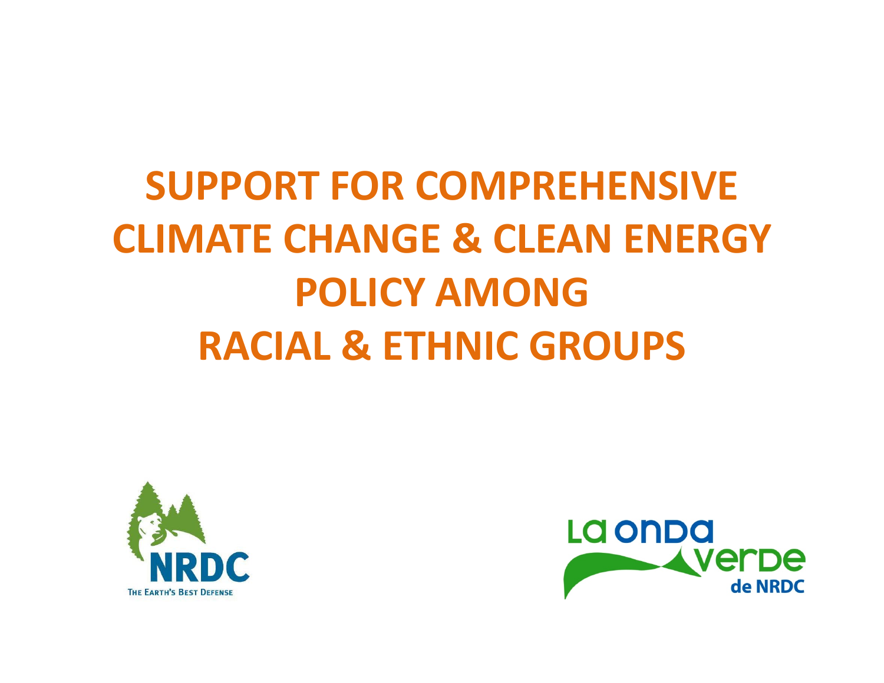# SUPPORT FOR COMPREHENSIVE CLIMATE CHANGE & CLEAN ENERGY POLICY AMONG RACIAL & ETHNIC GROUPS

NRDC
THE EARTH'S BEST DEFENSE

La onda verde de NRDC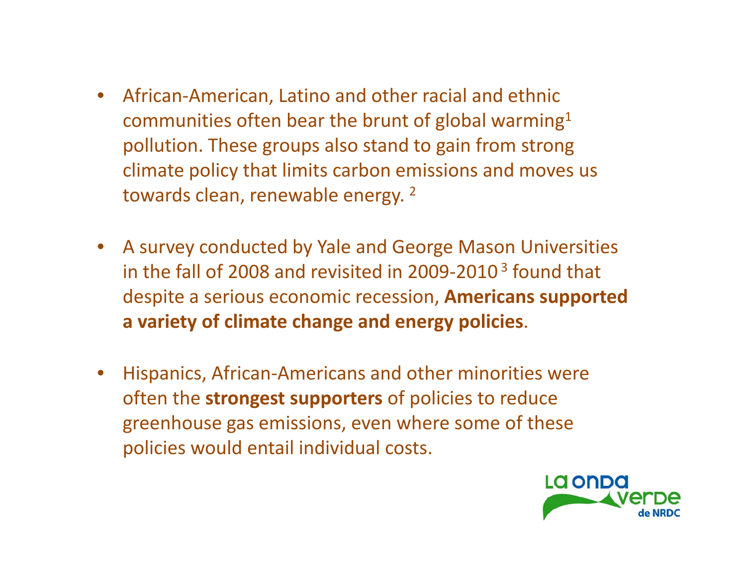- African-American, Latino and other racial and ethnic communities often bear the brunt of global warming[1] pollution. These groups also stand to gain from strong climate policy that limits carbon emissions and moves us towards clean, renewable energy. [2]

- A survey conducted by Yale and George Mason Universities in the fall of 2008 and revisited in 2009-2010 [3] found that despite a serious economic recession, **Americans supported a variety of climate change and energy policies**.

- Hispanics, African-Americans and other minorities were often the **strongest supporters** of policies to reduce greenhouse gas emissions, even where some of these policies would entail individual costs.

La onda verde de NRDC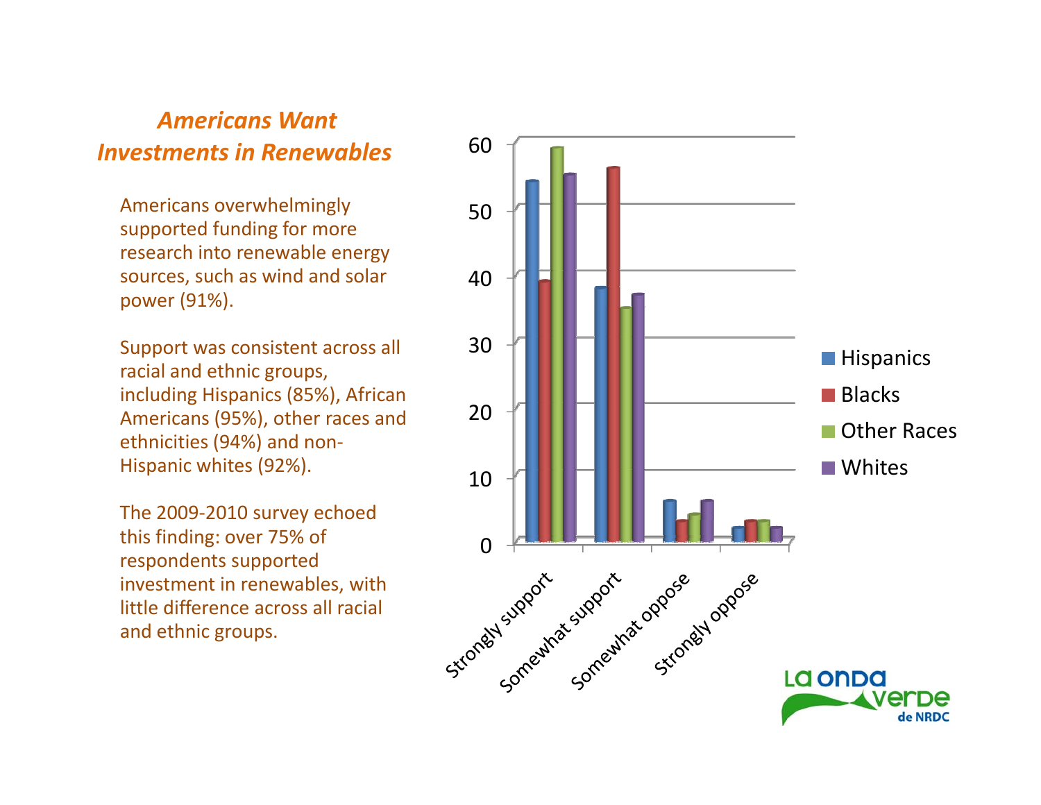## *Americans Want Investments in Renewables*

Americans overwhelmingly supported funding for more research into renewable energy sources, such as wind and solar power (91%).

Support was consistent across all racial and ethnic groups, including Hispanics (85%), African Americans (95%), other races and ethnicities (94%) and non-Hispanic whites (92%).

The 2009-2010 survey echoed this finding: over 75% of respondents supported investment in renewables, with little difference across all racial and ethnic groups.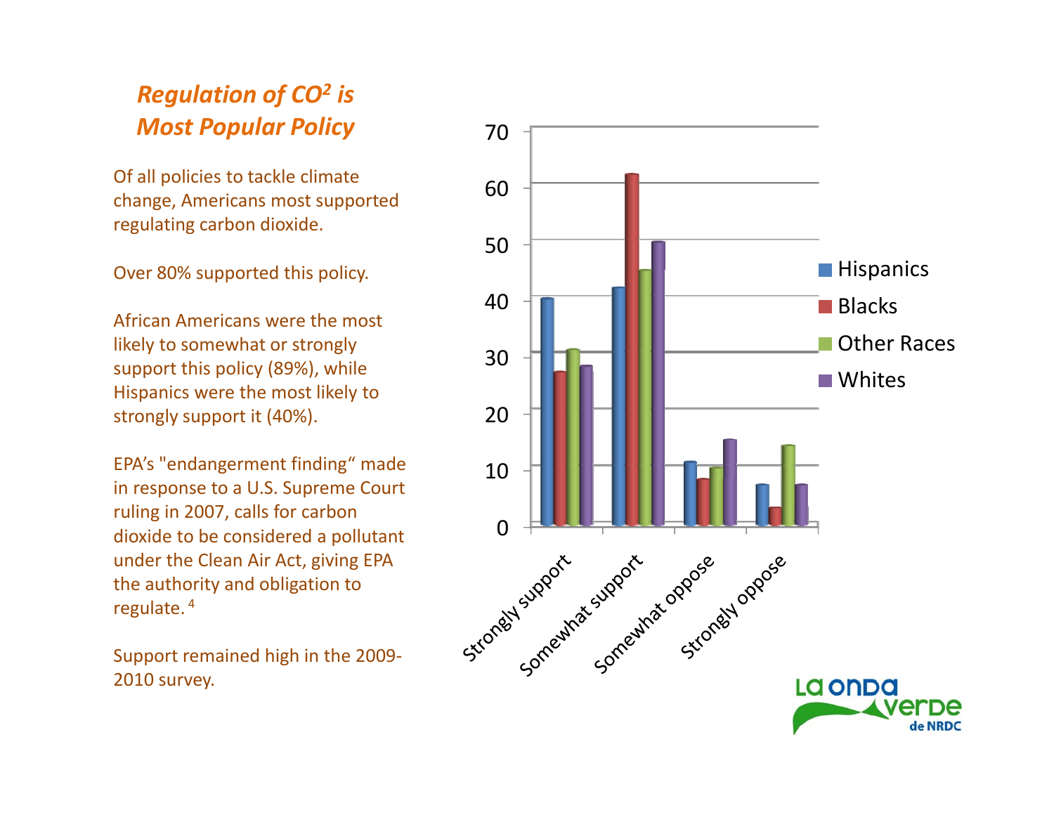## *Regulation of $CO^2$ is Most Popular Policy*

Of all policies to tackle climate change, Americans most supported regulating carbon dioxide.

Over 80% supported this policy.

African Americans were the most likely to somewhat or strongly support this policy (89%), while Hispanics were the most likely to strongly support it (40%).

EPA's "endangerment finding" made in response to a U.S. Supreme Court ruling in 2007, calls for carbon dioxide to be considered a pollutant under the Clean Air Act, giving EPA the authority and obligation to regulate. [4]

Support remained high in the 2009-2010 survey.

| | Hispanics | Blacks | Other Races | Whites |
|---|---|---|---|---|
| Strongly support | 40 | 27 | 31 | 28 |
| Somewhat support | 42 | 62 | 45 | 50 |
| Somewhat oppose | 11 | 8 | 10 | 15 |
| Strongly oppose | 7 | 3 | 14 | 7 |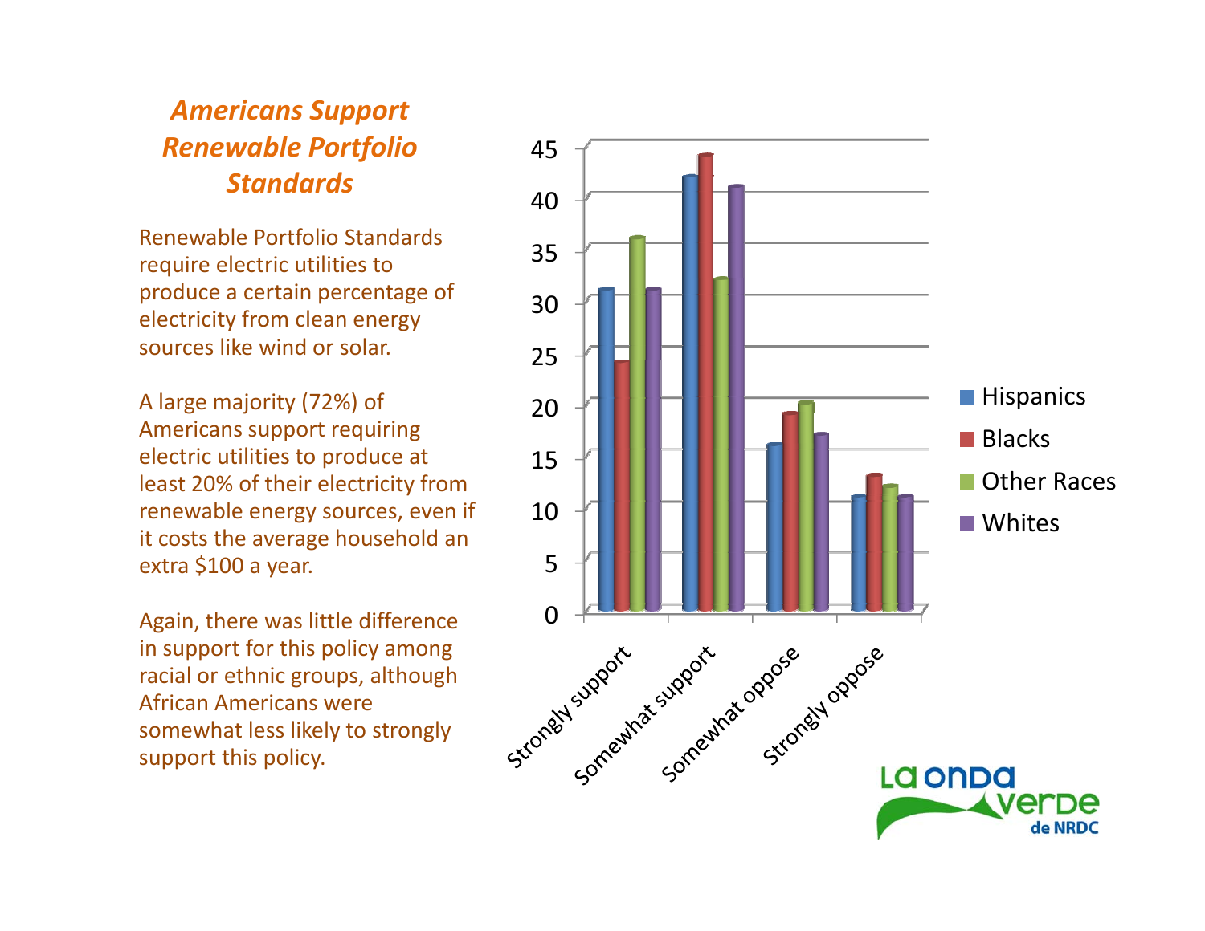## *Americans Support Renewable Portfolio Standards*

Renewable Portfolio Standards require electric utilities to produce a certain percentage of electricity from clean energy sources like wind or solar.

A large majority (72%) of Americans support requiring electric utilities to produce at least 20% of their electricity from renewable energy sources, even if it costs the average household an extra $100 a year.

Again, there was little difference in support for this policy among racial or ethnic groups, although African Americans were somewhat less likely to strongly support this policy.

| | Hispanics | Blacks | Other Races | Whites |
|---|---|---|---|---|
| Strongly support | 31 | 24 | 36 | 31 |
| Somewhat support | 42 | 44 | 32 | 41 |
| Somewhat oppose | 16 | 19 | 20 | 17 |
| Strongly oppose | 11 | 13 | 12 | 11 |

La Onda Verde de NRDC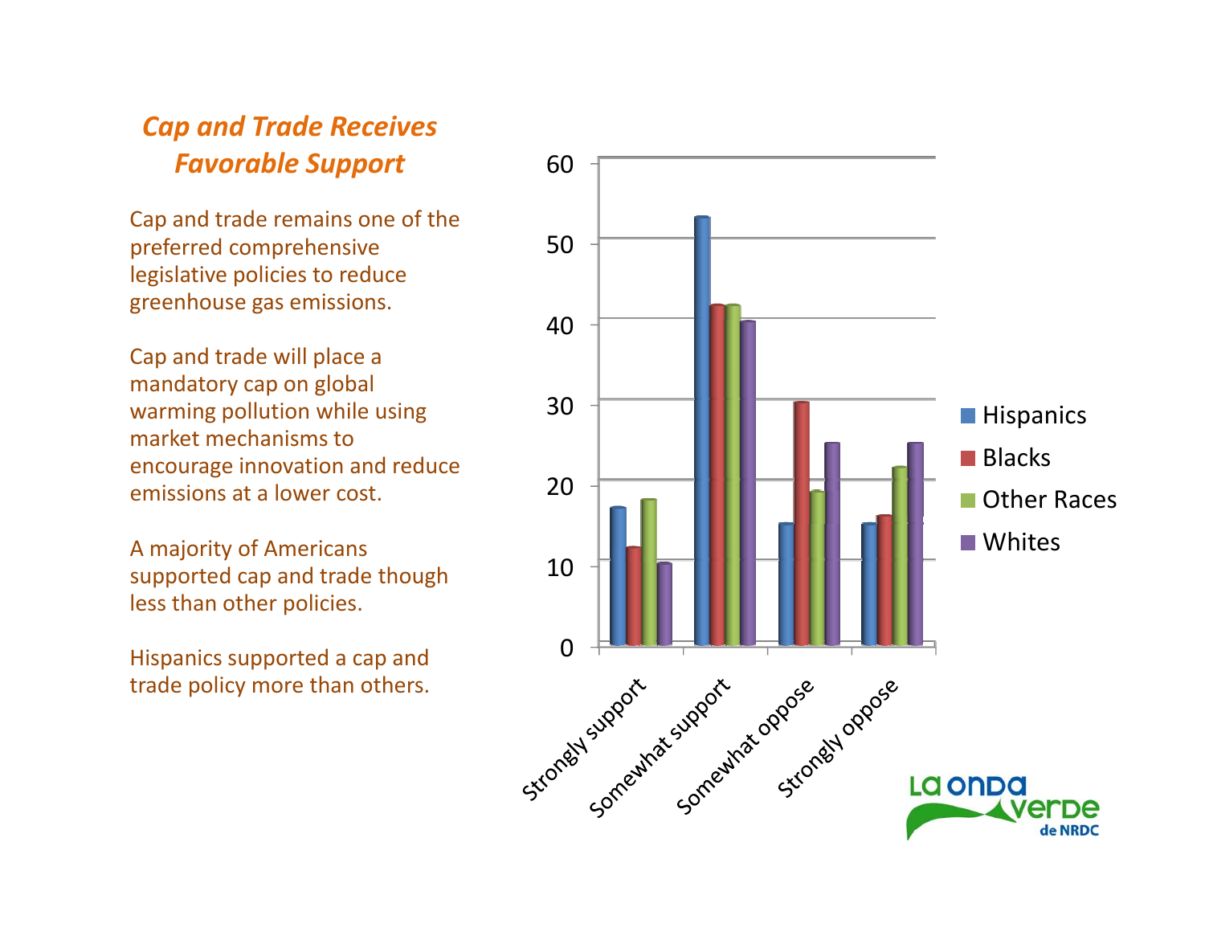## *Cap and Trade Receives Favorable Support*

Cap and trade remains one of the preferred comprehensive legislative policies to reduce greenhouse gas emissions.

Cap and trade will place a mandatory cap on global warming pollution while using market mechanisms to encourage innovation and reduce emissions at a lower cost.

A majority of Americans supported cap and trade though less than other policies.

Hispanics supported a cap and trade policy more than others.

| | Hispanics | Blacks | Other Races | Whites |
|---|---|---|---|---|
| Strongly support | 17 | 12 | 18 | 10 |
| Somewhat support | 53 | 42 | 42 | 40 |
| Somewhat oppose | 15 | 30 | 19 | 25 |
| Strongly oppose | 15 | 16 | 22 | 25 |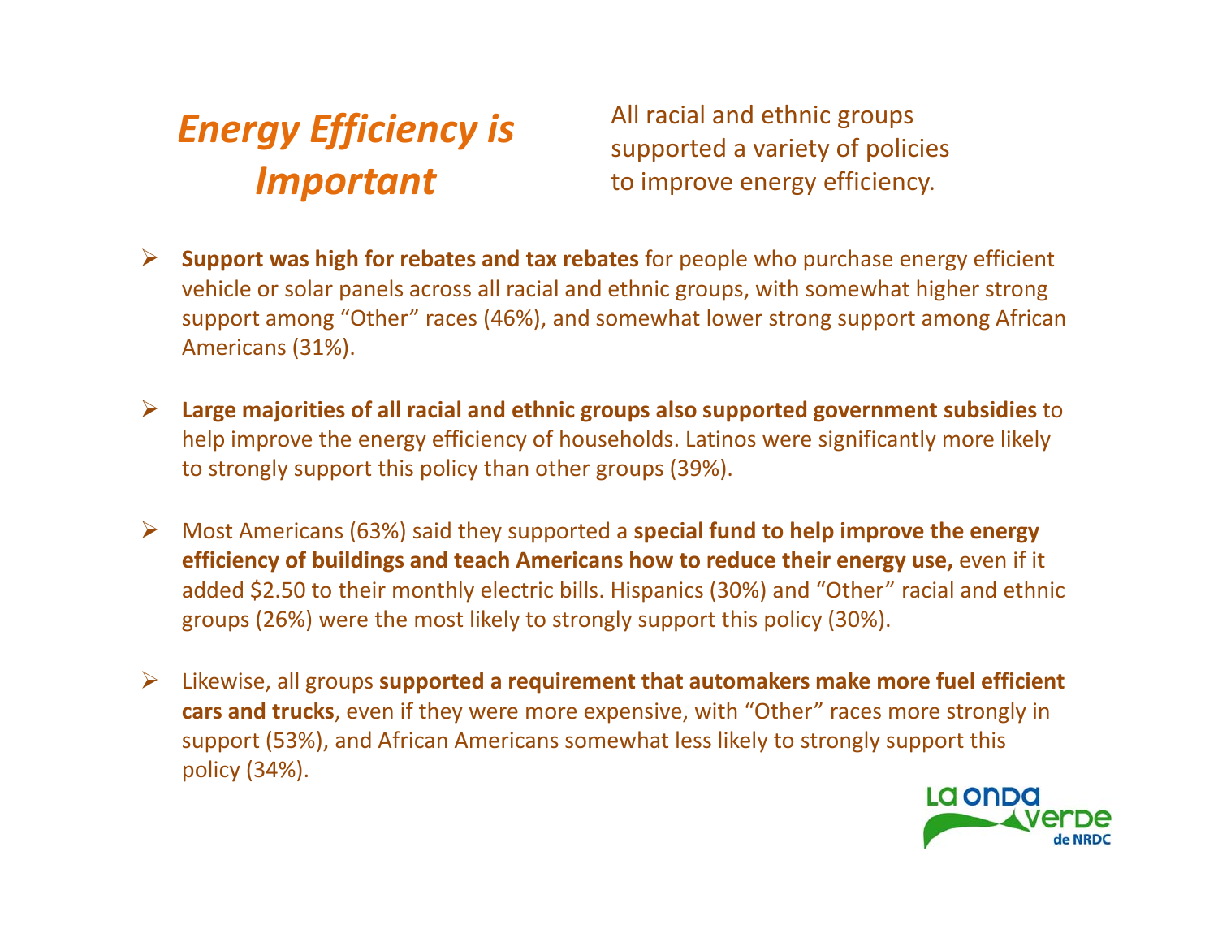# *Energy Efficiency is Important*

All racial and ethnic groups supported a variety of policies to improve energy efficiency.

- **Support was high for rebates and tax rebates** for people who purchase energy efficient vehicle or solar panels across all racial and ethnic groups, with somewhat higher strong support among "Other" races (46%), and somewhat lower strong support among African Americans (31%).

- **Large majorities of all racial and ethnic groups also supported government subsidies** to help improve the energy efficiency of households. Latinos were significantly more likely to strongly support this policy than other groups (39%).

- Most Americans (63%) said they supported a **special fund to help improve the energy efficiency of buildings and teach Americans how to reduce their energy use,** even if it added $2.50 to their monthly electric bills. Hispanics (30%) and "Other" racial and ethnic groups (26%) were the most likely to strongly support this policy (30%).

- Likewise, all groups **supported a requirement that automakers make more fuel efficient cars and trucks**, even if they were more expensive, with "Other" races more strongly in support (53%), and African Americans somewhat less likely to strongly support this policy (34%).

La onda verde de NRDC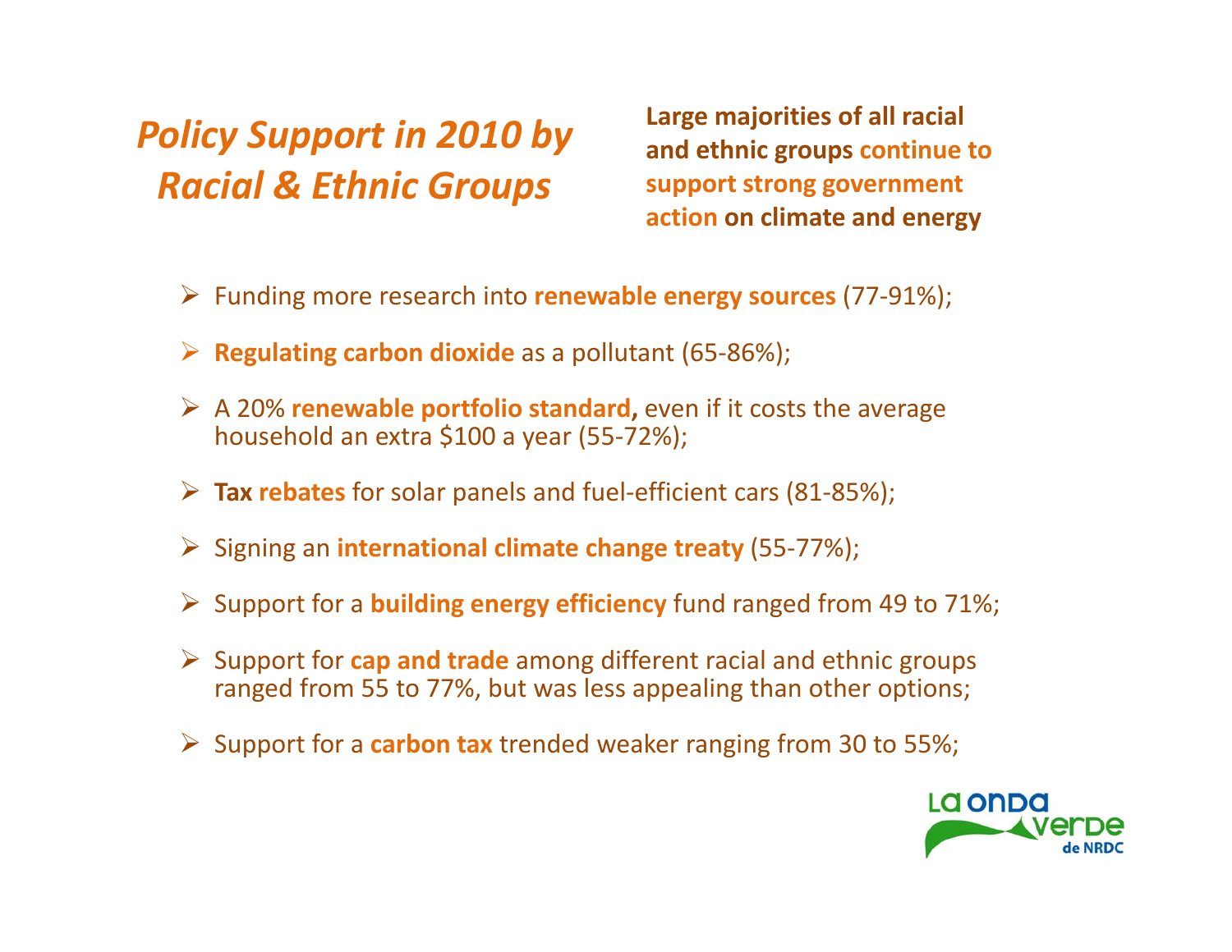# *Policy Support in 2010 by Racial & Ethnic Groups*

**Large majorities of all racial and ethnic groups continue to support strong government action on climate and energy**

- Funding more research into **renewable energy sources** (77-91%);
- **Regulating carbon dioxide** as a pollutant (65-86%);
- A 20% **renewable portfolio standard,** even if it costs the average household an extra $100 a year (55-72%);
- **Tax rebates** for solar panels and fuel-efficient cars (81-85%);
- Signing an **international climate change treaty** (55-77%);
- Support for a **building energy efficiency** fund ranged from 49 to 71%;
- Support for **cap and trade** among different racial and ethnic groups ranged from 55 to 77%, but was less appealing than other options;
- Support for a **carbon tax** trended weaker ranging from 30 to 55%;

La Onda Verde de NRDC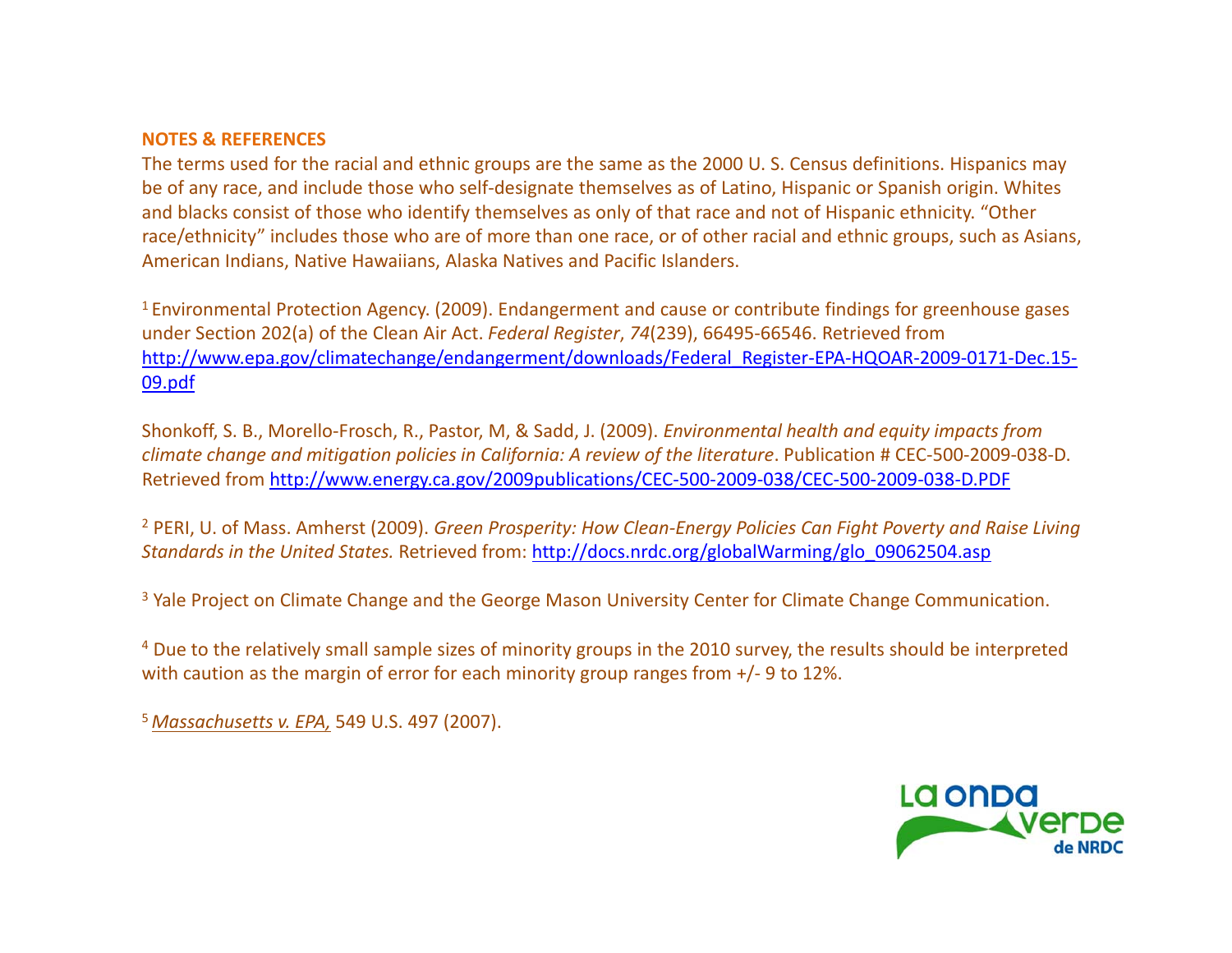## NOTES & REFERENCES

The terms used for the racial and ethnic groups are the same as the 2000 U. S. Census definitions. Hispanics may be of any race, and include those who self-designate themselves as of Latino, Hispanic or Spanish origin. Whites and blacks consist of those who identify themselves as only of that race and not of Hispanic ethnicity. "Other race/ethnicity" includes those who are of more than one race, or of other racial and ethnic groups, such as Asians, American Indians, Native Hawaiians, Alaska Natives and Pacific Islanders.

[1] Environmental Protection Agency. (2009). Endangerment and cause or contribute findings for greenhouse gases under Section 202(a) of the Clean Air Act. *Federal Register*, *74*(239), 66495-66546. Retrieved from http://www.epa.gov/climatechange/endangerment/downloads/Federal_Register-EPA-HQOAR-2009-0171-Dec.15-09.pdf

Shonkoff, S. B., Morello-Frosch, R., Pastor, M, & Sadd, J. (2009). *Environmental health and equity impacts from climate change and mitigation policies in California: A review of the literature*. Publication # CEC-500-2009-038-D. Retrieved from http://www.energy.ca.gov/2009publications/CEC-500-2009-038/CEC-500-2009-038-D.PDF

[2] PERI, U. of Mass. Amherst (2009). *Green Prosperity: How Clean-Energy Policies Can Fight Poverty and Raise Living Standards in the United States.* Retrieved from: http://docs.nrdc.org/globalWarming/glo_09062504.asp

[3] Yale Project on Climate Change and the George Mason University Center for Climate Change Communication.

[4] Due to the relatively small sample sizes of minority groups in the 2010 survey, the results should be interpreted with caution as the margin of error for each minority group ranges from +/- 9 to 12%.

[5] *Massachusetts v. EPA,* 549 U.S. 497 (2007).

LA ONDA VERDE de NRDC